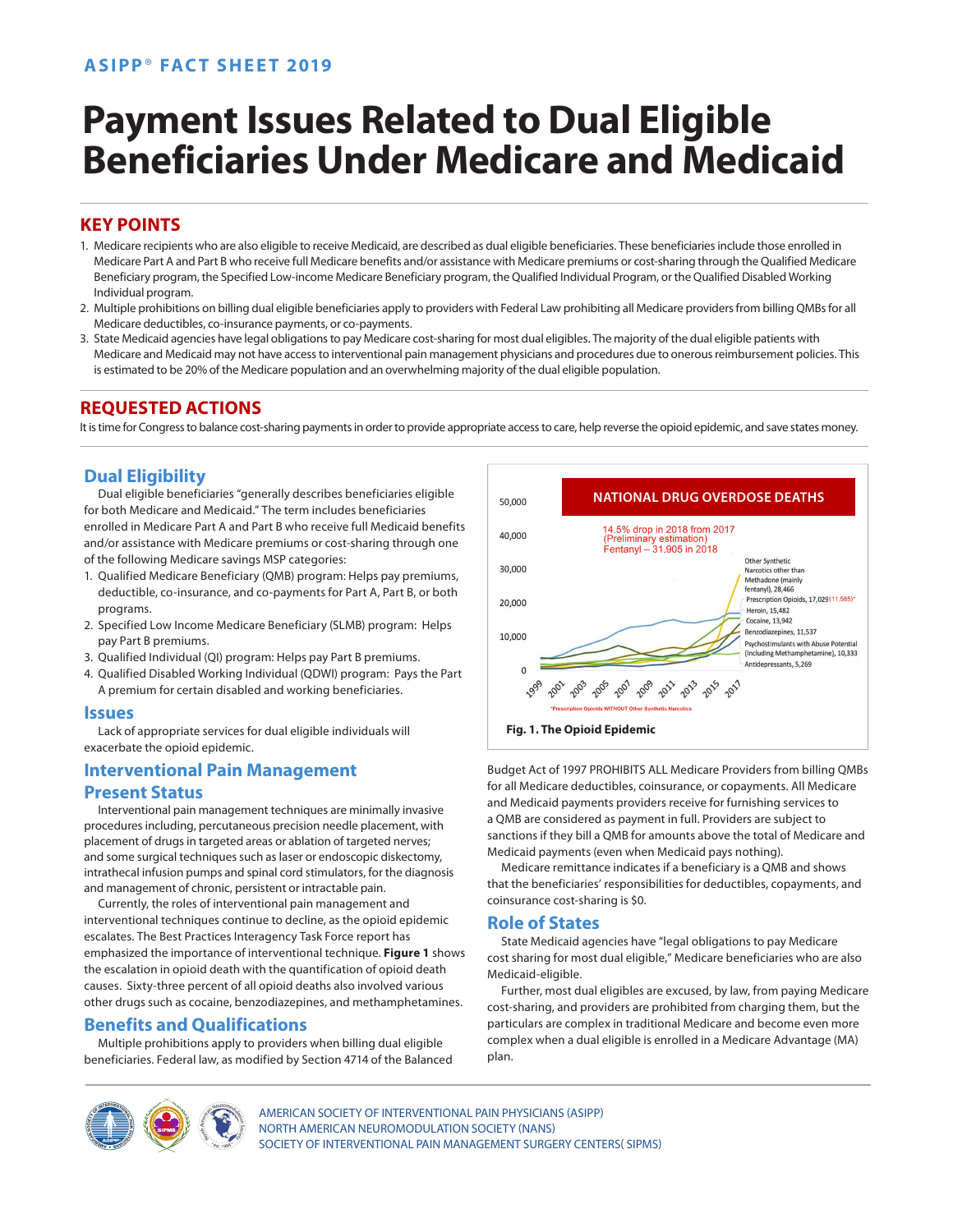ASIPP® FACT SHEET 2019

# Payment Issues Related to Dual Eligible Beneficiaries Under Medicare and Medicaid

## KEY POINTS

1. Medicare recipients who are also eligible to receive Medicaid, are described as dual eligible beneficiaries. These beneficiaries include those enrolled in Medicare Part A and Part B who receive full Medicare benefits and/or assistance with Medicare premiums or cost-sharing through the Qualified Medicare Beneficiary program, the Specified Low-income Medicare Beneficiary program, the Qualified Individual Program, or the Qualified Disabled Working Individual program.
2. Multiple prohibitions on billing dual eligible beneficiaries apply to providers with Federal Law prohibiting all Medicare providers from billing QMBs for all Medicare deductibles, co-insurance payments, or co-payments.
3. State Medicaid agencies have legal obligations to pay Medicare cost-sharing for most dual eligibles. The majority of the dual eligible patients with Medicare and Medicaid may not have access to interventional pain management physicians and procedures due to onerous reimbursement policies. This is estimated to be 20% of the Medicare population and an overwhelming majority of the dual eligible population.

## REQUESTED ACTIONS

It is time for Congress to balance cost-sharing payments in order to provide appropriate access to care, help reverse the opioid epidemic, and save states money.

## Dual Eligibility

Dual eligible beneficiaries "generally describes beneficiaries eligible for both Medicare and Medicaid." The term includes beneficiaries enrolled in Medicare Part A and Part B who receive full Medicaid benefits and/or assistance with Medicare premiums or cost-sharing through one of the following Medicare savings MSP categories:

1. Qualified Medicare Beneficiary (QMB) program: Helps pay premiums, deductible, co-insurance, and co-payments for Part A, Part B, or both programs.
2. Specified Low Income Medicare Beneficiary (SLMB) program: Helps pay Part B premiums.
3. Qualified Individual (QI) program: Helps pay Part B premiums.
4. Qualified Disabled Working Individual (QDWI) program: Pays the Part A premium for certain disabled and working beneficiaries.

## Issues

Lack of appropriate services for dual eligible individuals will exacerbate the opioid epidemic.

## Interventional Pain Management Present Status

Interventional pain management techniques are minimally invasive procedures including, percutaneous precision needle placement, with placement of drugs in targeted areas or ablation of targeted nerves; and some surgical techniques such as laser or endoscopic diskectomy, intrathecal infusion pumps and spinal cord stimulators, for the diagnosis and management of chronic, persistent or intractable pain.

Currently, the roles of interventional pain management and interventional techniques continue to decline, as the opioid epidemic escalates. The Best Practices Interagency Task Force report has emphasized the importance of interventional technique. **Figure 1** shows the escalation in opioid death with the quantification of opioid death causes. Sixty-three percent of all opioid deaths also involved various other drugs such as cocaine, benzodiazepines, and methamphetamines.

NATIONAL DRUG OVERDOSE DEATHS

14.5% drop in 2018 from 2017 (Preliminary estimation) Fentanyl – 31,905 in 2018

Other Synthetic Narcotics other than Methadone (mainly fentanyl), 28,466
Prescription Opioids, 17,029 (11,585)*
Heroin, 15,482
Cocaine, 13,942
Benzodiazepines, 11,537
Psychostimulants with Abuse Potential (Including Methamphetamine), 10,333
Antidepressants, 5,269

*Prescription Opioids WITHOUT Other Synthetic Narcotics

**Fig. 1. The Opioid Epidemic**

## Benefits and Qualifications

Multiple prohibitions apply to providers when billing dual eligible beneficiaries. Federal law, as modified by Section 4714 of the Balanced Budget Act of 1997 PROHIBITS ALL Medicare Providers from billing QMBs for all Medicare deductibles, coinsurance, or copayments. All Medicare and Medicaid payments providers receive for furnishing services to a QMB are considered as payment in full. Providers are subject to sanctions if they bill a QMB for amounts above the total of Medicare and Medicaid payments (even when Medicaid pays nothing).

Medicare remittance indicates if a beneficiary is a QMB and shows that the beneficiaries' responsibilities for deductibles, copayments, and coinsurance cost-sharing is $0.

## Role of States

State Medicaid agencies have "legal obligations to pay Medicare cost sharing for most dual eligible," Medicare beneficiaries who are also Medicaid-eligible.

Further, most dual eligibles are excused, by law, from paying Medicare cost-sharing, and providers are prohibited from charging them, but the particulars are complex in traditional Medicare and become even more complex when a dual eligible is enrolled in a Medicare Advantage (MA) plan.

AMERICAN SOCIETY OF INTERVENTIONAL PAIN PHYSICIANS (ASIPP)
NORTH AMERICAN NEUROMODULATION SOCIETY (NANS)
SOCIETY OF INTERVENTIONAL PAIN MANAGEMENT SURGERY CENTERS( SIPMS)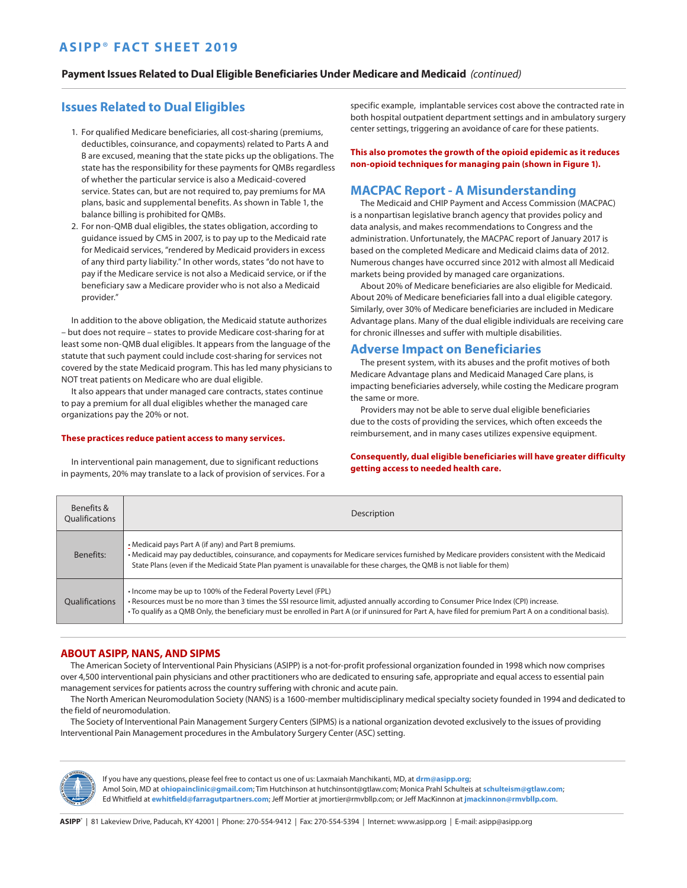## Payment Issues Related to Dual Eligible Beneficiaries Under Medicare and Medicaid *(continued)*

## Issues Related to Dual Eligibles

1. For qualified Medicare beneficiaries, all cost-sharing (premiums, deductibles, coinsurance, and copayments) related to Parts A and B are excused, meaning that the state picks up the obligations. The state has the responsibility for these payments for QMBs regardless of whether the particular service is also a Medicaid-covered service. States can, but are not required to, pay premiums for MA plans, basic and supplemental benefits. As shown in Table 1, the balance billing is prohibited for QMBs.
2. For non-QMB dual eligibles, the states obligation, according to guidance issued by CMS in 2007, is to pay up to the Medicaid rate for Medicaid services, "rendered by Medicaid providers in excess of any third party liability." In other words, states "do not have to pay if the Medicare service is not also a Medicaid service, or if the beneficiary saw a Medicare provider who is not also a Medicaid provider."

In addition to the above obligation, the Medicaid statute authorizes – but does not require – states to provide Medicare cost-sharing for at least some non-QMB dual eligibles. It appears from the language of the statute that such payment could include cost-sharing for services not covered by the state Medicaid program. This has led many physicians to NOT treat patients on Medicare who are dual eligible.

It also appears that under managed care contracts, states continue to pay a premium for all dual eligibles whether the managed care organizations pay the 20% or not.

**These practices reduce patient access to many services.**

In interventional pain management, due to significant reductions in payments, 20% may translate to a lack of provision of services. For a specific example, implantable services cost above the contracted rate in both hospital outpatient department settings and in ambulatory surgery center settings, triggering an avoidance of care for these patients.

**This also promotes the growth of the opioid epidemic as it reduces non-opioid techniques for managing pain (shown in Figure 1).**

## MACPAC Report - A Misunderstanding

The Medicaid and CHIP Payment and Access Commission (MACPAC) is a nonpartisan legislative branch agency that provides policy and data analysis, and makes recommendations to Congress and the administration. Unfortunately, the MACPAC report of January 2017 is based on the completed Medicare and Medicaid claims data of 2012. Numerous changes have occurred since 2012 with almost all Medicaid markets being provided by managed care organizations.

About 20% of Medicare beneficiaries are also eligible for Medicaid. About 20% of Medicare beneficiaries fall into a dual eligible category. Similarly, over 30% of Medicare beneficiaries are included in Medicare Advantage plans. Many of the dual eligible individuals are receiving care for chronic illnesses and suffer with multiple disabilities.

## Adverse Impact on Beneficiaries

The present system, with its abuses and the profit motives of both Medicare Advantage plans and Medicaid Managed Care plans, is impacting beneficiaries adversely, while costing the Medicare program the same or more.

Providers may not be able to serve dual eligible beneficiaries due to the costs of providing the services, which often exceeds the reimbursement, and in many cases utilizes expensive equipment.

**Consequently, dual eligible beneficiaries will have greater difficulty getting access to needed health care.**

| Benefits & Qualifications | Description |
|---|---|
| Benefits: | • Medicaid pays Part A (if any) and Part B premiums.<br>• Medicaid may pay deductibles, coinsurance, and copayments for Medicare services furnished by Medicare providers consistent with the Medicaid State Plans (even if the Medicaid State Plan pyament is unavailable for these charges, the QMB is not liable for them) |
| Qualifications | • Income may be up to 100% of the Federal Poverty Level (FPL)<br>• Resources must be no more than 3 times the SSI resource limit, adjusted annually according to Consumer Price Index (CPI) increase.<br>• To qualify as a QMB Only, the beneficiary must be enrolled in Part A (or if uninsured for Part A, have filed for premium Part A on a conditional basis). |

## ABOUT ASIPP, NANS, AND SIPMS

The American Society of Interventional Pain Physicians (ASIPP) is a not-for-profit professional organization founded in 1998 which now comprises over 4,500 interventional pain physicians and other practitioners who are dedicated to ensuring safe, appropriate and equal access to essential pain management services for patients across the country suffering with chronic and acute pain.

The North American Neuromodulation Society (NANS) is a 1600-member multidisciplinary medical specialty society founded in 1994 and dedicated to the field of neuromodulation.

The Society of Interventional Pain Management Surgery Centers (SIPMS) is a national organization devoted exclusively to the issues of providing Interventional Pain Management procedures in the Ambulatory Surgery Center (ASC) setting.

If you have any questions, please feel free to contact us one of us: Laxmaiah Manchikanti, MD, at **drm@asipp.org**; Amol Soin, MD at **ohiopainclinic@gmail.com**; Tim Hutchinson at hutchinsont@gtlaw.com; Monica Prahl Schulteis at **schulteism@gtlaw.com**; Ed Whitfield at **ewhitfield@farragutpartners.com**; Jeff Mortier at jmortier@rmvbllp.com; or Jeff MacKinnon at **jmackinnon@rmvbllp.com**.

ASIPP® | 81 Lakeview Drive, Paducah, KY 42001 | Phone: 270-554-9412 | Fax: 270-554-5394 | Internet: www.asipp.org | E-mail: asipp@asipp.org